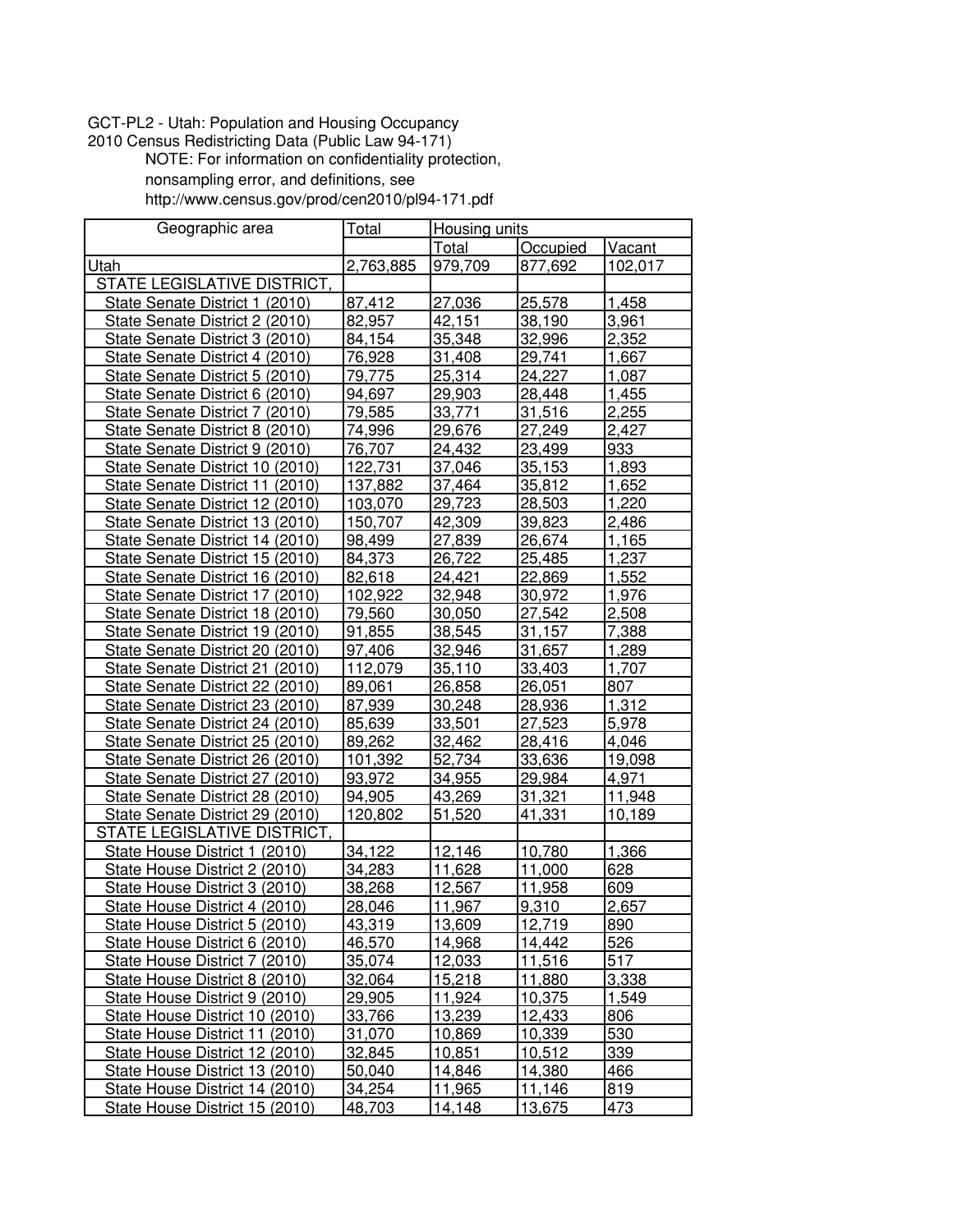GCT-PL2 - Utah: Population and Housing Occupancy
2010 Census Redistricting Data (Public Law 94-171)

NOTE: For information on confidentiality protection, nonsampling error, and definitions, see http://www.census.gov/prod/cen2010/pl94-171.pdf

| Geographic area | Total | Housing units | | |
|---|---|---|---|---|
| | | Total | Occupied | Vacant |
| Utah | 2,763,885 | 979,709 | 877,692 | 102,017 |
| STATE LEGISLATIVE DISTRICT, | | | | |
| State Senate District 1 (2010) | 87,412 | 27,036 | 25,578 | 1,458 |
| State Senate District 2 (2010) | 82,957 | 42,151 | 38,190 | 3,961 |
| State Senate District 3 (2010) | 84,154 | 35,348 | 32,996 | 2,352 |
| State Senate District 4 (2010) | 76,928 | 31,408 | 29,741 | 1,667 |
| State Senate District 5 (2010) | 79,775 | 25,314 | 24,227 | 1,087 |
| State Senate District 6 (2010) | 94,697 | 29,903 | 28,448 | 1,455 |
| State Senate District 7 (2010) | 79,585 | 33,771 | 31,516 | 2,255 |
| State Senate District 8 (2010) | 74,996 | 29,676 | 27,249 | 2,427 |
| State Senate District 9 (2010) | 76,707 | 24,432 | 23,499 | 933 |
| State Senate District 10 (2010) | 122,731 | 37,046 | 35,153 | 1,893 |
| State Senate District 11 (2010) | 137,882 | 37,464 | 35,812 | 1,652 |
| State Senate District 12 (2010) | 103,070 | 29,723 | 28,503 | 1,220 |
| State Senate District 13 (2010) | 150,707 | 42,309 | 39,823 | 2,486 |
| State Senate District 14 (2010) | 98,499 | 27,839 | 26,674 | 1,165 |
| State Senate District 15 (2010) | 84,373 | 26,722 | 25,485 | 1,237 |
| State Senate District 16 (2010) | 82,618 | 24,421 | 22,869 | 1,552 |
| State Senate District 17 (2010) | 102,922 | 32,948 | 30,972 | 1,976 |
| State Senate District 18 (2010) | 79,560 | 30,050 | 27,542 | 2,508 |
| State Senate District 19 (2010) | 91,855 | 38,545 | 31,157 | 7,388 |
| State Senate District 20 (2010) | 97,406 | 32,946 | 31,657 | 1,289 |
| State Senate District 21 (2010) | 112,079 | 35,110 | 33,403 | 1,707 |
| State Senate District 22 (2010) | 89,061 | 26,858 | 26,051 | 807 |
| State Senate District 23 (2010) | 87,939 | 30,248 | 28,936 | 1,312 |
| State Senate District 24 (2010) | 85,639 | 33,501 | 27,523 | 5,978 |
| State Senate District 25 (2010) | 89,262 | 32,462 | 28,416 | 4,046 |
| State Senate District 26 (2010) | 101,392 | 52,734 | 33,636 | 19,098 |
| State Senate District 27 (2010) | 93,972 | 34,955 | 29,984 | 4,971 |
| State Senate District 28 (2010) | 94,905 | 43,269 | 31,321 | 11,948 |
| State Senate District 29 (2010) | 120,802 | 51,520 | 41,331 | 10,189 |
| STATE LEGISLATIVE DISTRICT, | | | | |
| State House District 1 (2010) | 34,122 | 12,146 | 10,780 | 1,366 |
| State House District 2 (2010) | 34,283 | 11,628 | 11,000 | 628 |
| State House District 3 (2010) | 38,268 | 12,567 | 11,958 | 609 |
| State House District 4 (2010) | 28,046 | 11,967 | 9,310 | 2,657 |
| State House District 5 (2010) | 43,319 | 13,609 | 12,719 | 890 |
| State House District 6 (2010) | 46,570 | 14,968 | 14,442 | 526 |
| State House District 7 (2010) | 35,074 | 12,033 | 11,516 | 517 |
| State House District 8 (2010) | 32,064 | 15,218 | 11,880 | 3,338 |
| State House District 9 (2010) | 29,905 | 11,924 | 10,375 | 1,549 |
| State House District 10 (2010) | 33,766 | 13,239 | 12,433 | 806 |
| State House District 11 (2010) | 31,070 | 10,869 | 10,339 | 530 |
| State House District 12 (2010) | 32,845 | 10,851 | 10,512 | 339 |
| State House District 13 (2010) | 50,040 | 14,846 | 14,380 | 466 |
| State House District 14 (2010) | 34,254 | 11,965 | 11,146 | 819 |
| State House District 15 (2010) | 48,703 | 14,148 | 13,675 | 473 |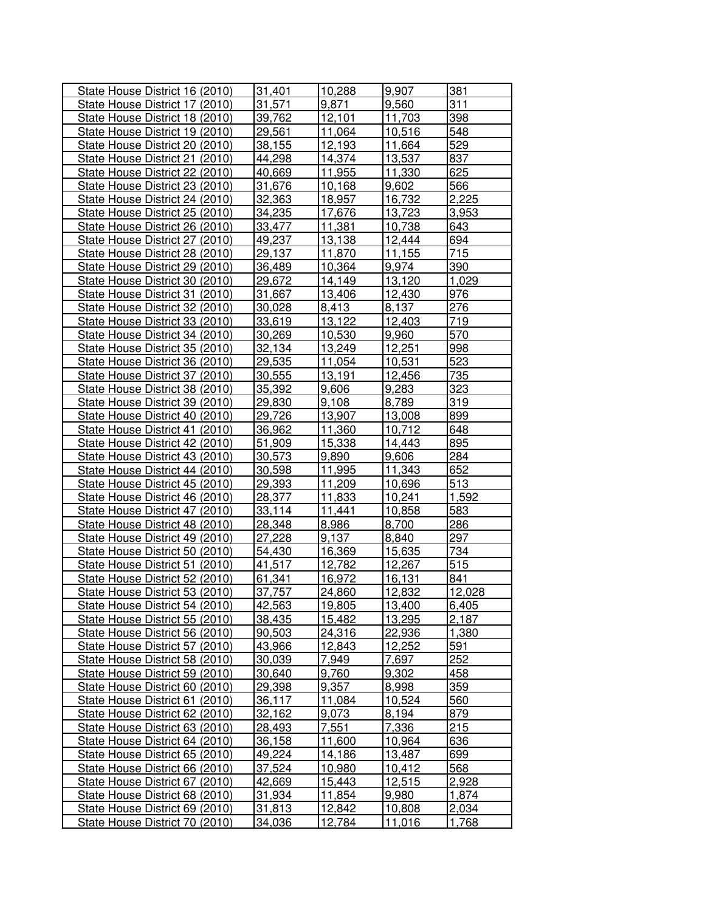| | | | | |
|---|---|---|---|---|
| State House District 16 (2010) | 31,401 | 10,288 | 9,907 | 381 |
| State House District 17 (2010) | 31,571 | 9,871 | 9,560 | 311 |
| State House District 18 (2010) | 39,762 | 12,101 | 11,703 | 398 |
| State House District 19 (2010) | 29,561 | 11,064 | 10,516 | 548 |
| State House District 20 (2010) | 38,155 | 12,193 | 11,664 | 529 |
| State House District 21 (2010) | 44,298 | 14,374 | 13,537 | 837 |
| State House District 22 (2010) | 40,669 | 11,955 | 11,330 | 625 |
| State House District 23 (2010) | 31,676 | 10,168 | 9,602 | 566 |
| State House District 24 (2010) | 32,363 | 18,957 | 16,732 | 2,225 |
| State House District 25 (2010) | 34,235 | 17,676 | 13,723 | 3,953 |
| State House District 26 (2010) | 33,477 | 11,381 | 10,738 | 643 |
| State House District 27 (2010) | 49,237 | 13,138 | 12,444 | 694 |
| State House District 28 (2010) | 29,137 | 11,870 | 11,155 | 715 |
| State House District 29 (2010) | 36,489 | 10,364 | 9,974 | 390 |
| State House District 30 (2010) | 29,672 | 14,149 | 13,120 | 1,029 |
| State House District 31 (2010) | 31,667 | 13,406 | 12,430 | 976 |
| State House District 32 (2010) | 30,028 | 8,413 | 8,137 | 276 |
| State House District 33 (2010) | 33,619 | 13,122 | 12,403 | 719 |
| State House District 34 (2010) | 30,269 | 10,530 | 9,960 | 570 |
| State House District 35 (2010) | 32,134 | 13,249 | 12,251 | 998 |
| State House District 36 (2010) | 29,535 | 11,054 | 10,531 | 523 |
| State House District 37 (2010) | 30,555 | 13,191 | 12,456 | 735 |
| State House District 38 (2010) | 35,392 | 9,606 | 9,283 | 323 |
| State House District 39 (2010) | 29,830 | 9,108 | 8,789 | 319 |
| State House District 40 (2010) | 29,726 | 13,907 | 13,008 | 899 |
| State House District 41 (2010) | 36,962 | 11,360 | 10,712 | 648 |
| State House District 42 (2010) | 51,909 | 15,338 | 14,443 | 895 |
| State House District 43 (2010) | 30,573 | 9,890 | 9,606 | 284 |
| State House District 44 (2010) | 30,598 | 11,995 | 11,343 | 652 |
| State House District 45 (2010) | 29,393 | 11,209 | 10,696 | 513 |
| State House District 46 (2010) | 28,377 | 11,833 | 10,241 | 1,592 |
| State House District 47 (2010) | 33,114 | 11,441 | 10,858 | 583 |
| State House District 48 (2010) | 28,348 | 8,986 | 8,700 | 286 |
| State House District 49 (2010) | 27,228 | 9,137 | 8,840 | 297 |
| State House District 50 (2010) | 54,430 | 16,369 | 15,635 | 734 |
| State House District 51 (2010) | 41,517 | 12,782 | 12,267 | 515 |
| State House District 52 (2010) | 61,341 | 16,972 | 16,131 | 841 |
| State House District 53 (2010) | 37,757 | 24,860 | 12,832 | 12,028 |
| State House District 54 (2010) | 42,563 | 19,805 | 13,400 | 6,405 |
| State House District 55 (2010) | 38,435 | 15,482 | 13,295 | 2,187 |
| State House District 56 (2010) | 90,503 | 24,316 | 22,936 | 1,380 |
| State House District 57 (2010) | 43,966 | 12,843 | 12,252 | 591 |
| State House District 58 (2010) | 30,039 | 7,949 | 7,697 | 252 |
| State House District 59 (2010) | 30,640 | 9,760 | 9,302 | 458 |
| State House District 60 (2010) | 29,398 | 9,357 | 8,998 | 359 |
| State House District 61 (2010) | 36,117 | 11,084 | 10,524 | 560 |
| State House District 62 (2010) | 32,162 | 9,073 | 8,194 | 879 |
| State House District 63 (2010) | 28,493 | 7,551 | 7,336 | 215 |
| State House District 64 (2010) | 36,158 | 11,600 | 10,964 | 636 |
| State House District 65 (2010) | 49,224 | 14,186 | 13,487 | 699 |
| State House District 66 (2010) | 37,524 | 10,980 | 10,412 | 568 |
| State House District 67 (2010) | 42,669 | 15,443 | 12,515 | 2,928 |
| State House District 68 (2010) | 31,934 | 11,854 | 9,980 | 1,874 |
| State House District 69 (2010) | 31,813 | 12,842 | 10,808 | 2,034 |
| State House District 70 (2010) | 34,036 | 12,784 | 11,016 | 1,768 |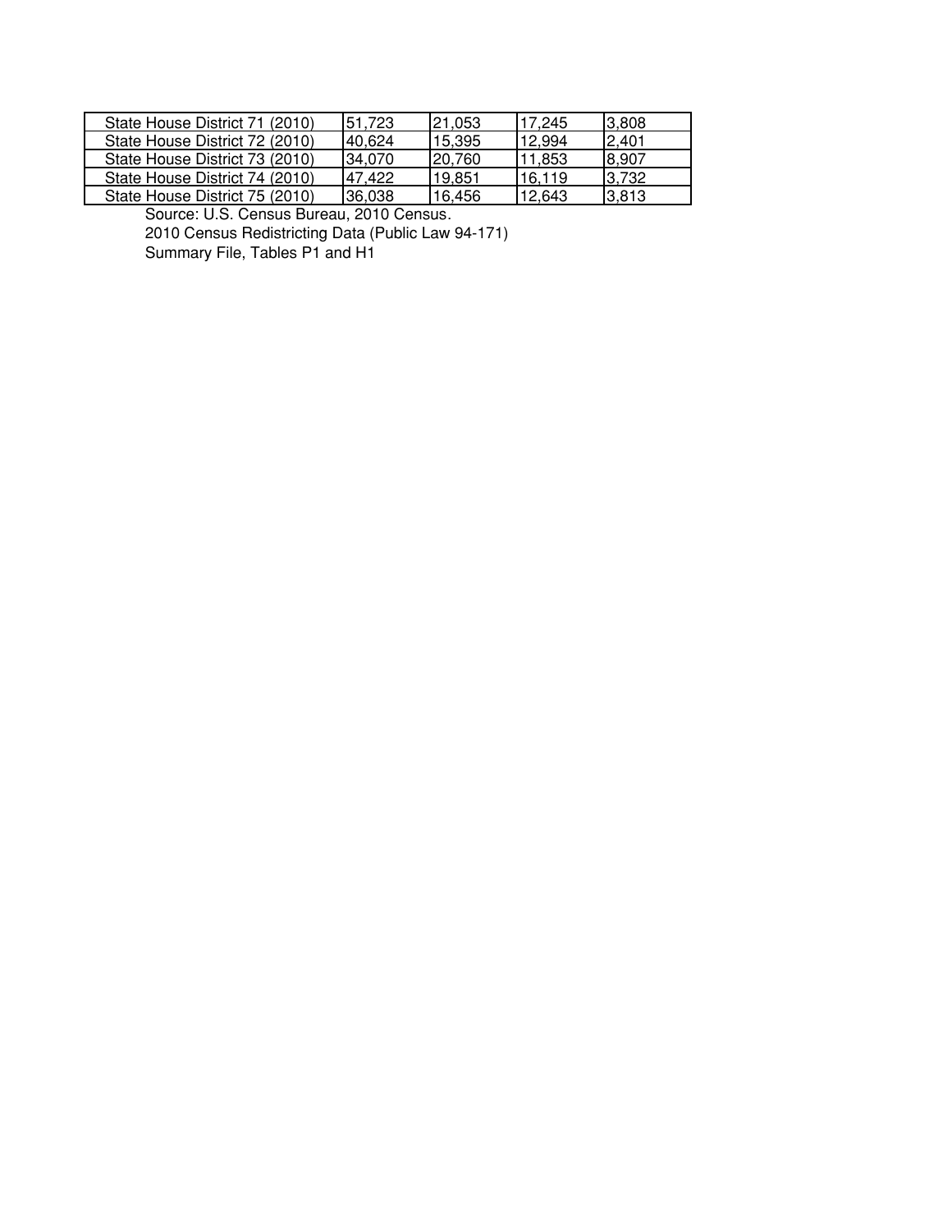| | | | | |
|---|---|---|---|---|
| State House District 71 (2010) | 51,723 | 21,053 | 17,245 | 3,808 |
| State House District 72 (2010) | 40,624 | 15,395 | 12,994 | 2,401 |
| State House District 73 (2010) | 34,070 | 20,760 | 11,853 | 8,907 |
| State House District 74 (2010) | 47,422 | 19,851 | 16,119 | 3,732 |
| State House District 75 (2010) | 36,038 | 16,456 | 12,643 | 3,813 |

Source: U.S. Census Bureau, 2010 Census.
2010 Census Redistricting Data (Public Law 94-171)
Summary File, Tables P1 and H1